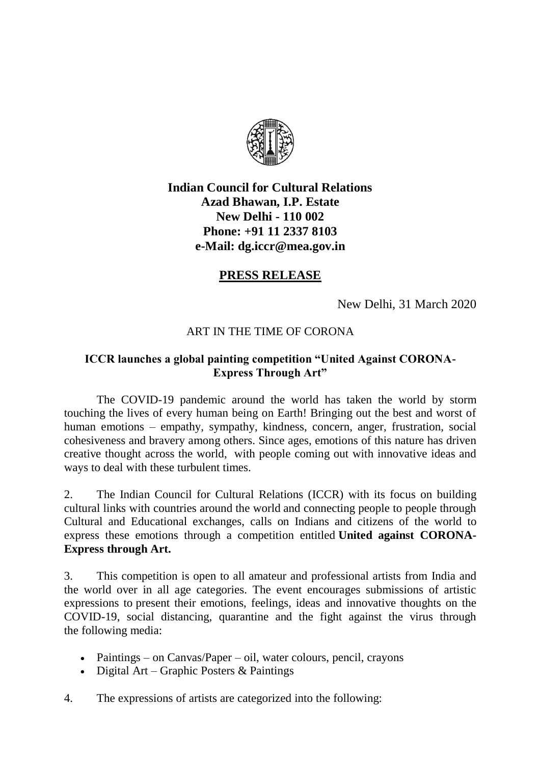**Indian Council for Cultural Relations**
**Azad Bhawan, I.P. Estate**
**New Delhi - 110 002**
**Phone: +91 11 2337 8103**
**e-Mail: dg.iccr@mea.gov.in**

## **PRESS RELEASE**

New Delhi, 31 March 2020

ART IN THE TIME OF CORONA

### ICCR launches a global painting competition "United Against CORONA- Express Through Art"

The COVID-19 pandemic around the world has taken the world by storm touching the lives of every human being on Earth! Bringing out the best and worst of human emotions – empathy, sympathy, kindness, concern, anger, frustration, social cohesiveness and bravery among others. Since ages, emotions of this nature has driven creative thought across the world, with people coming out with innovative ideas and ways to deal with these turbulent times.

2. The Indian Council for Cultural Relations (ICCR) with its focus on building cultural links with countries around the world and connecting people to people through Cultural and Educational exchanges, calls on Indians and citizens of the world to express these emotions through a competition entitled **United against CORONA- Express through Art.**

3. This competition is open to all amateur and professional artists from India and the world over in all age categories. The event encourages submissions of artistic expressions to present their emotions, feelings, ideas and innovative thoughts on the COVID-19, social distancing, quarantine and the fight against the virus through the following media:

- Paintings – on Canvas/Paper – oil, water colours, pencil, crayons
- Digital Art – Graphic Posters & Paintings

4. The expressions of artists are categorized into the following: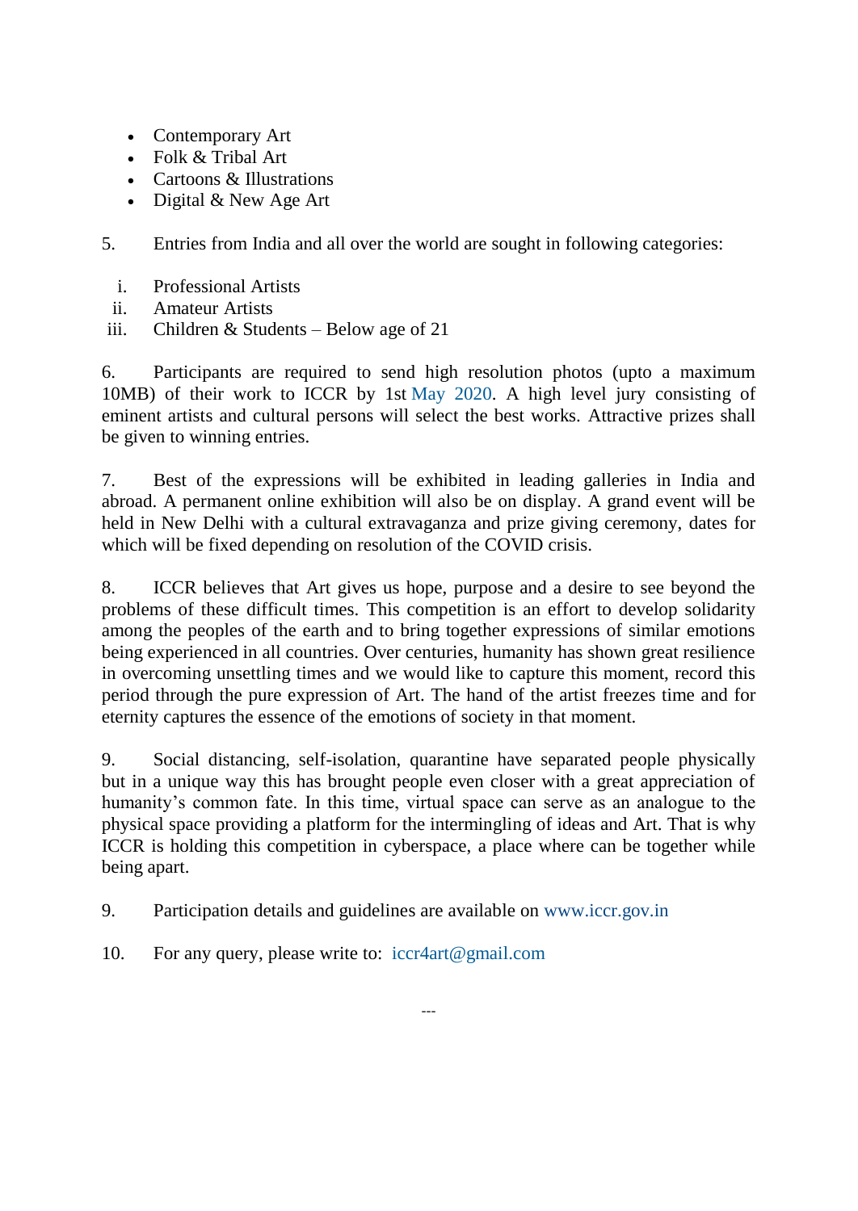- Contemporary Art
- Folk & Tribal Art
- Cartoons & Illustrations
- Digital & New Age Art

5. Entries from India and all over the world are sought in following categories:

   i. Professional Artists
   ii. Amateur Artists
   iii. Children & Students – Below age of 21

6. Participants are required to send high resolution photos (upto a maximum 10MB) of their work to ICCR by 1st May 2020. A high level jury consisting of eminent artists and cultural persons will select the best works. Attractive prizes shall be given to winning entries.

7. Best of the expressions will be exhibited in leading galleries in India and abroad. A permanent online exhibition will also be on display. A grand event will be held in New Delhi with a cultural extravaganza and prize giving ceremony, dates for which will be fixed depending on resolution of the COVID crisis.

8. ICCR believes that Art gives us hope, purpose and a desire to see beyond the problems of these difficult times. This competition is an effort to develop solidarity among the peoples of the earth and to bring together expressions of similar emotions being experienced in all countries. Over centuries, humanity has shown great resilience in overcoming unsettling times and we would like to capture this moment, record this period through the pure expression of Art. The hand of the artist freezes time and for eternity captures the essence of the emotions of society in that moment.

9. Social distancing, self-isolation, quarantine have separated people physically but in a unique way this has brought people even closer with a great appreciation of humanity's common fate. In this time, virtual space can serve as an analogue to the physical space providing a platform for the intermingling of ideas and Art. That is why ICCR is holding this competition in cyberspace, a place where can be together while being apart.

9. Participation details and guidelines are available on www.iccr.gov.in

10. For any query, please write to: iccr4art@gmail.com

---